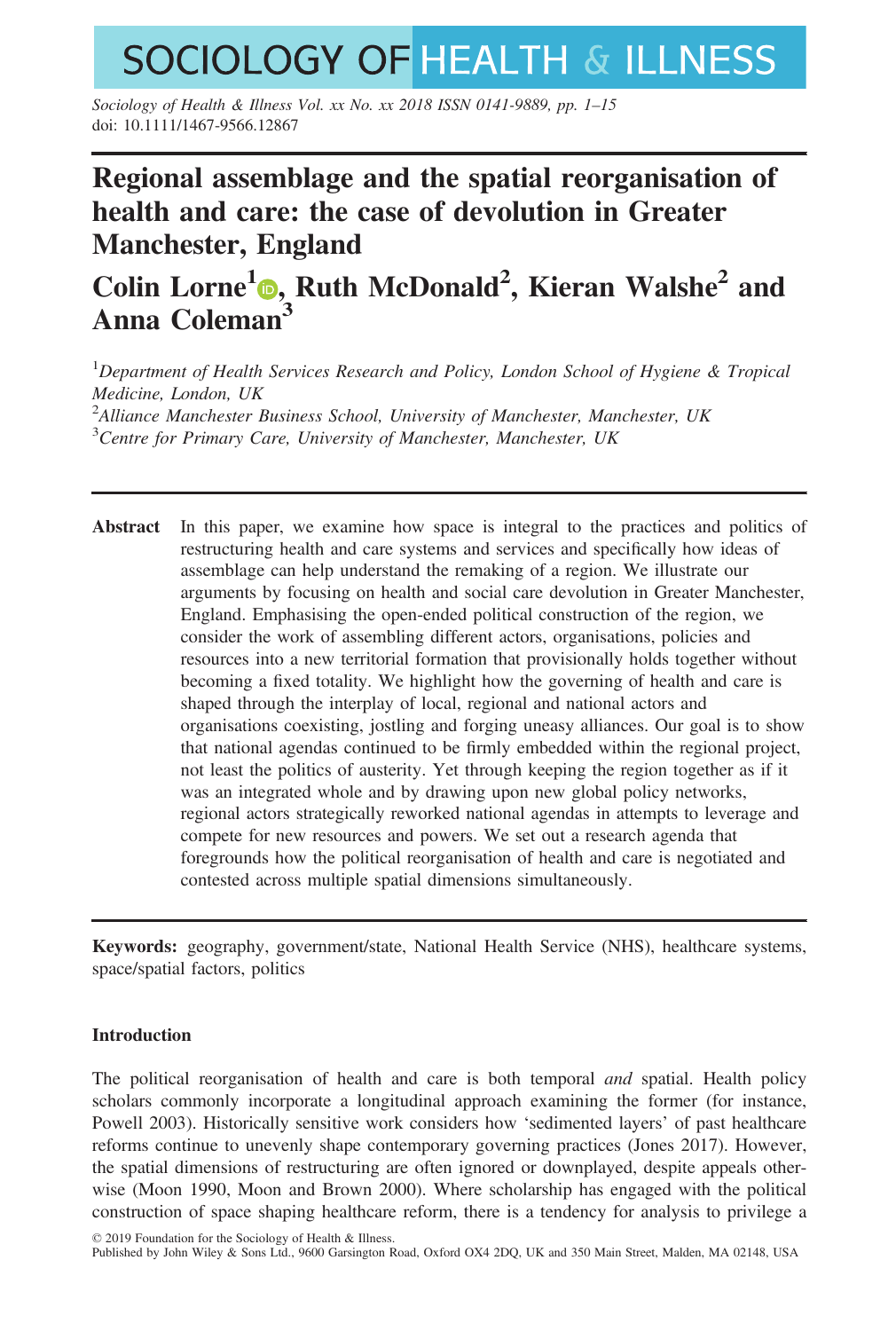# Regional assemblage and the spatial reorganisation of health and care: the case of devolution in Greater Manchester, England

**Colin Lorne[1], Ruth McDonald[2], Kieran Walshe[2] and Anna Coleman[3]**

[1]*Department of Health Services Research and Policy, London School of Hygiene & Tropical Medicine, London, UK*
[2]*Alliance Manchester Business School, University of Manchester, Manchester, UK*
[3]*Centre for Primary Care, University of Manchester, Manchester, UK*

**Abstract** In this paper, we examine how space is integral to the practices and politics of restructuring health and care systems and services and specifically how ideas of assemblage can help understand the remaking of a region. We illustrate our arguments by focusing on health and social care devolution in Greater Manchester, England. Emphasising the open-ended political construction of the region, we consider the work of assembling different actors, organisations, policies and resources into a new territorial formation that provisionally holds together without becoming a fixed totality. We highlight how the governing of health and care is shaped through the interplay of local, regional and national actors and organisations coexisting, jostling and forging uneasy alliances. Our goal is to show that national agendas continued to be firmly embedded within the regional project, not least the politics of austerity. Yet through keeping the region together as if it was an integrated whole and by drawing upon new global policy networks, regional actors strategically reworked national agendas in attempts to leverage and compete for new resources and powers. We set out a research agenda that foregrounds how the political reorganisation of health and care is negotiated and contested across multiple spatial dimensions simultaneously.

**Keywords:** geography, government/state, National Health Service (NHS), healthcare systems, space/spatial factors, politics

## Introduction

The political reorganisation of health and care is both temporal *and* spatial. Health policy scholars commonly incorporate a longitudinal approach examining the former (for instance, Powell 2003). Historically sensitive work considers how 'sedimented layers' of past healthcare reforms continue to unevenly shape contemporary governing practices (Jones 2017). However, the spatial dimensions of restructuring are often ignored or downplayed, despite appeals otherwise (Moon 1990, Moon and Brown 2000). Where scholarship has engaged with the political construction of space shaping healthcare reform, there is a tendency for analysis to privilege a

© 2019 Foundation for the Sociology of Health & Illness.
Published by John Wiley & Sons Ltd., 9600 Garsington Road, Oxford OX4 2DQ, UK and 350 Main Street, Malden, MA 02148, USA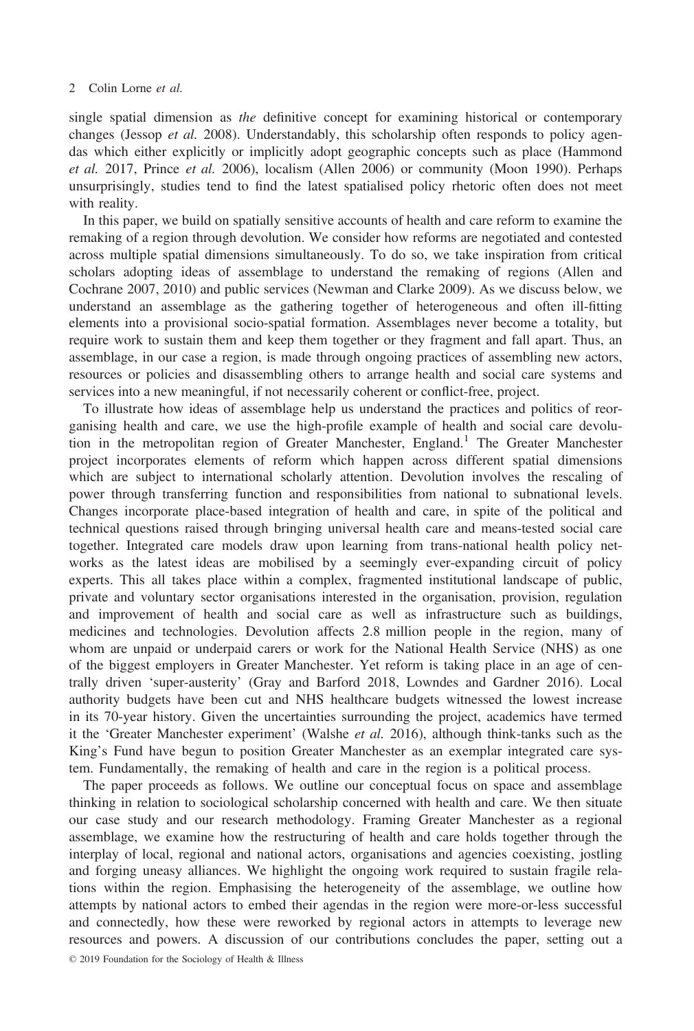single spatial dimension as *the* definitive concept for examining historical or contemporary changes (Jessop *et al.* 2008). Understandably, this scholarship often responds to policy agendas which either explicitly or implicitly adopt geographic concepts such as place (Hammond *et al.* 2017, Prince *et al.* 2006), localism (Allen 2006) or community (Moon 1990). Perhaps unsurprisingly, studies tend to find the latest spatialised policy rhetoric often does not meet with reality.

In this paper, we build on spatially sensitive accounts of health and care reform to examine the remaking of a region through devolution. We consider how reforms are negotiated and contested across multiple spatial dimensions simultaneously. To do so, we take inspiration from critical scholars adopting ideas of assemblage to understand the remaking of regions (Allen and Cochrane 2007, 2010) and public services (Newman and Clarke 2009). As we discuss below, we understand an assemblage as the gathering together of heterogeneous and often ill-fitting elements into a provisional socio-spatial formation. Assemblages never become a totality, but require work to sustain them and keep them together or they fragment and fall apart. Thus, an assemblage, in our case a region, is made through ongoing practices of assembling new actors, resources or policies and disassembling others to arrange health and social care systems and services into a new meaningful, if not necessarily coherent or conflict-free, project.

To illustrate how ideas of assemblage help us understand the practices and politics of reorganising health and care, we use the high-profile example of health and social care devolution in the metropolitan region of Greater Manchester, England.[1] The Greater Manchester project incorporates elements of reform which happen across different spatial dimensions which are subject to international scholarly attention. Devolution involves the rescaling of power through transferring function and responsibilities from national to subnational levels. Changes incorporate place-based integration of health and care, in spite of the political and technical questions raised through bringing universal health care and means-tested social care together. Integrated care models draw upon learning from trans-national health policy networks as the latest ideas are mobilised by a seemingly ever-expanding circuit of policy experts. This all takes place within a complex, fragmented institutional landscape of public, private and voluntary sector organisations interested in the organisation, provision, regulation and improvement of health and social care as well as infrastructure such as buildings, medicines and technologies. Devolution affects 2.8 million people in the region, many of whom are unpaid or underpaid carers or work for the National Health Service (NHS) as one of the biggest employers in Greater Manchester. Yet reform is taking place in an age of centrally driven 'super-austerity' (Gray and Barford 2018, Lowndes and Gardner 2016). Local authority budgets have been cut and NHS healthcare budgets witnessed the lowest increase in its 70-year history. Given the uncertainties surrounding the project, academics have termed it the 'Greater Manchester experiment' (Walshe *et al.* 2016), although think-tanks such as the King's Fund have begun to position Greater Manchester as an exemplar integrated care system. Fundamentally, the remaking of health and care in the region is a political process.

The paper proceeds as follows. We outline our conceptual focus on space and assemblage thinking in relation to sociological scholarship concerned with health and care. We then situate our case study and our research methodology. Framing Greater Manchester as a regional assemblage, we examine how the restructuring of health and care holds together through the interplay of local, regional and national actors, organisations and agencies coexisting, jostling and forging uneasy alliances. We highlight the ongoing work required to sustain fragile relations within the region. Emphasising the heterogeneity of the assemblage, we outline how attempts by national actors to embed their agendas in the region were more-or-less successful and connectedly, how these were reworked by regional actors in attempts to leverage new resources and powers. A discussion of our contributions concludes the paper, setting out a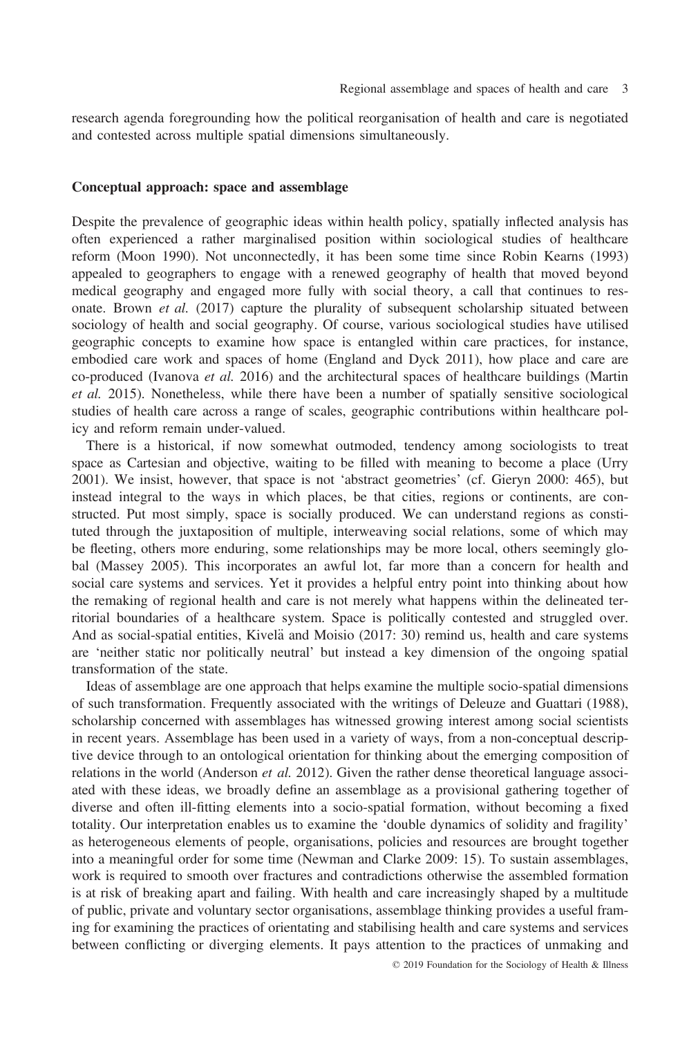research agenda foregrounding how the political reorganisation of health and care is negotiated and contested across multiple spatial dimensions simultaneously.

## Conceptual approach: space and assemblage

Despite the prevalence of geographic ideas within health policy, spatially inflected analysis has often experienced a rather marginalised position within sociological studies of healthcare reform (Moon 1990). Not unconnectedly, it has been some time since Robin Kearns (1993) appealed to geographers to engage with a renewed geography of health that moved beyond medical geography and engaged more fully with social theory, a call that continues to resonate. Brown *et al.* (2017) capture the plurality of subsequent scholarship situated between sociology of health and social geography. Of course, various sociological studies have utilised geographic concepts to examine how space is entangled within care practices, for instance, embodied care work and spaces of home (England and Dyck 2011), how place and care are co-produced (Ivanova *et al.* 2016) and the architectural spaces of healthcare buildings (Martin *et al.* 2015). Nonetheless, while there have been a number of spatially sensitive sociological studies of health care across a range of scales, geographic contributions within healthcare policy and reform remain under-valued.

There is a historical, if now somewhat outmoded, tendency among sociologists to treat space as Cartesian and objective, waiting to be filled with meaning to become a place (Urry 2001). We insist, however, that space is not 'abstract geometries' (cf. Gieryn 2000: 465), but instead integral to the ways in which places, be that cities, regions or continents, are constructed. Put most simply, space is socially produced. We can understand regions as constituted through the juxtaposition of multiple, interweaving social relations, some of which may be fleeting, others more enduring, some relationships may be more local, others seemingly global (Massey 2005). This incorporates an awful lot, far more than a concern for health and social care systems and services. Yet it provides a helpful entry point into thinking about how the remaking of regional health and care is not merely what happens within the delineated territorial boundaries of a healthcare system. Space is politically contested and struggled over. And as social-spatial entities, Kivelä and Moisio (2017: 30) remind us, health and care systems are 'neither static nor politically neutral' but instead a key dimension of the ongoing spatial transformation of the state.

Ideas of assemblage are one approach that helps examine the multiple socio-spatial dimensions of such transformation. Frequently associated with the writings of Deleuze and Guattari (1988), scholarship concerned with assemblages has witnessed growing interest among social scientists in recent years. Assemblage has been used in a variety of ways, from a non-conceptual descriptive device through to an ontological orientation for thinking about the emerging composition of relations in the world (Anderson *et al.* 2012). Given the rather dense theoretical language associated with these ideas, we broadly define an assemblage as a provisional gathering together of diverse and often ill-fitting elements into a socio-spatial formation, without becoming a fixed totality. Our interpretation enables us to examine the 'double dynamics of solidity and fragility' as heterogeneous elements of people, organisations, policies and resources are brought together into a meaningful order for some time (Newman and Clarke 2009: 15). To sustain assemblages, work is required to smooth over fractures and contradictions otherwise the assembled formation is at risk of breaking apart and failing. With health and care increasingly shaped by a multitude of public, private and voluntary sector organisations, assemblage thinking provides a useful framing for examining the practices of orientating and stabilising health and care systems and services between conflicting or diverging elements. It pays attention to the practices of unmaking and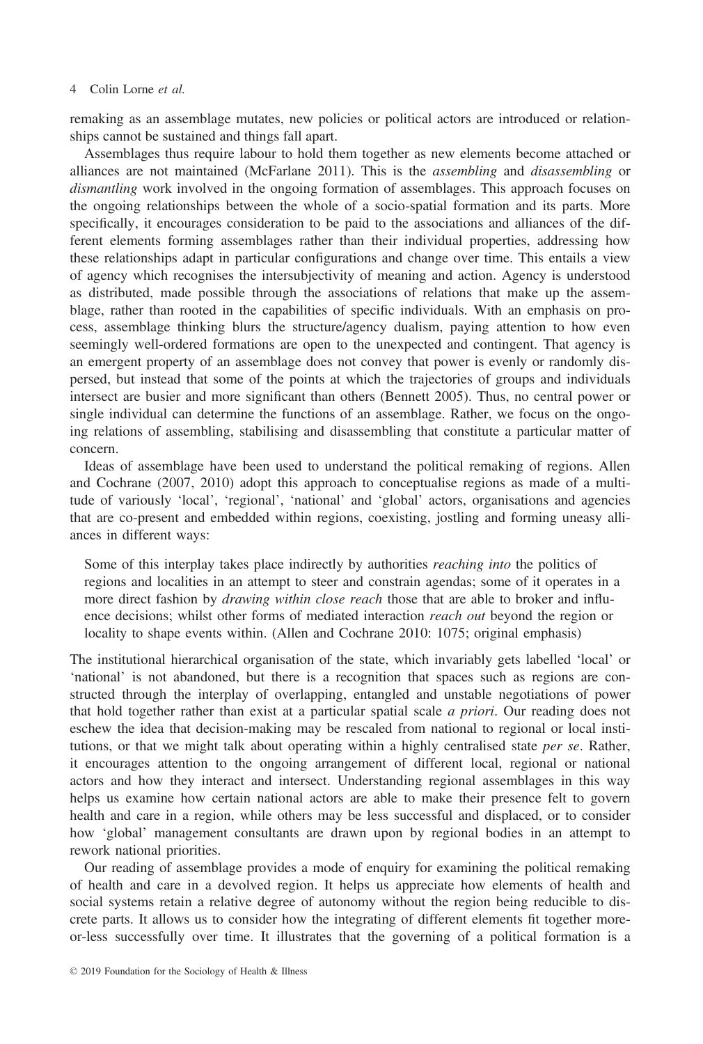remaking as an assemblage mutates, new policies or political actors are introduced or relationships cannot be sustained and things fall apart.

Assemblages thus require labour to hold them together as new elements become attached or alliances are not maintained (McFarlane 2011). This is the *assembling* and *disassembling* or *dismantling* work involved in the ongoing formation of assemblages. This approach focuses on the ongoing relationships between the whole of a socio-spatial formation and its parts. More specifically, it encourages consideration to be paid to the associations and alliances of the different elements forming assemblages rather than their individual properties, addressing how these relationships adapt in particular configurations and change over time. This entails a view of agency which recognises the intersubjectivity of meaning and action. Agency is understood as distributed, made possible through the associations of relations that make up the assemblage, rather than rooted in the capabilities of specific individuals. With an emphasis on process, assemblage thinking blurs the structure/agency dualism, paying attention to how even seemingly well-ordered formations are open to the unexpected and contingent. That agency is an emergent property of an assemblage does not convey that power is evenly or randomly dispersed, but instead that some of the points at which the trajectories of groups and individuals intersect are busier and more significant than others (Bennett 2005). Thus, no central power or single individual can determine the functions of an assemblage. Rather, we focus on the ongoing relations of assembling, stabilising and disassembling that constitute a particular matter of concern.

Ideas of assemblage have been used to understand the political remaking of regions. Allen and Cochrane (2007, 2010) adopt this approach to conceptualise regions as made of a multitude of variously 'local', 'regional', 'national' and 'global' actors, organisations and agencies that are co-present and embedded within regions, coexisting, jostling and forming uneasy alliances in different ways:

> Some of this interplay takes place indirectly by authorities *reaching into* the politics of regions and localities in an attempt to steer and constrain agendas; some of it operates in a more direct fashion by *drawing within close reach* those that are able to broker and influence decisions; whilst other forms of mediated interaction *reach out* beyond the region or locality to shape events within. (Allen and Cochrane 2010: 1075; original emphasis)

The institutional hierarchical organisation of the state, which invariably gets labelled 'local' or 'national' is not abandoned, but there is a recognition that spaces such as regions are constructed through the interplay of overlapping, entangled and unstable negotiations of power that hold together rather than exist at a particular spatial scale *a priori*. Our reading does not eschew the idea that decision-making may be rescaled from national to regional or local institutions, or that we might talk about operating within a highly centralised state *per se*. Rather, it encourages attention to the ongoing arrangement of different local, regional or national actors and how they interact and intersect. Understanding regional assemblages in this way helps us examine how certain national actors are able to make their presence felt to govern health and care in a region, while others may be less successful and displaced, or to consider how 'global' management consultants are drawn upon by regional bodies in an attempt to rework national priorities.

Our reading of assemblage provides a mode of enquiry for examining the political remaking of health and care in a devolved region. It helps us appreciate how elements of health and social systems retain a relative degree of autonomy without the region being reducible to discrete parts. It allows us to consider how the integrating of different elements fit together more-or-less successfully over time. It illustrates that the governing of a political formation is a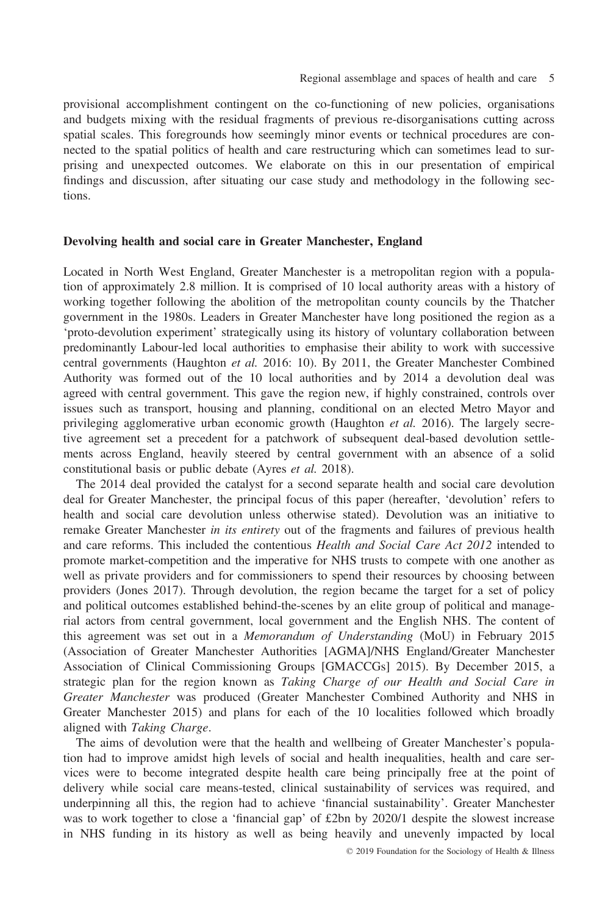provisional accomplishment contingent on the co-functioning of new policies, organisations and budgets mixing with the residual fragments of previous re-disorganisations cutting across spatial scales. This foregrounds how seemingly minor events or technical procedures are connected to the spatial politics of health and care restructuring which can sometimes lead to surprising and unexpected outcomes. We elaborate on this in our presentation of empirical findings and discussion, after situating our case study and methodology in the following sections.

## Devolving health and social care in Greater Manchester, England

Located in North West England, Greater Manchester is a metropolitan region with a population of approximately 2.8 million. It is comprised of 10 local authority areas with a history of working together following the abolition of the metropolitan county councils by the Thatcher government in the 1980s. Leaders in Greater Manchester have long positioned the region as a 'proto-devolution experiment' strategically using its history of voluntary collaboration between predominantly Labour-led local authorities to emphasise their ability to work with successive central governments (Haughton *et al.* 2016: 10). By 2011, the Greater Manchester Combined Authority was formed out of the 10 local authorities and by 2014 a devolution deal was agreed with central government. This gave the region new, if highly constrained, controls over issues such as transport, housing and planning, conditional on an elected Metro Mayor and privileging agglomerative urban economic growth (Haughton *et al.* 2016). The largely secretive agreement set a precedent for a patchwork of subsequent deal-based devolution settlements across England, heavily steered by central government with an absence of a solid constitutional basis or public debate (Ayres *et al.* 2018).

The 2014 deal provided the catalyst for a second separate health and social care devolution deal for Greater Manchester, the principal focus of this paper (hereafter, 'devolution' refers to health and social care devolution unless otherwise stated). Devolution was an initiative to remake Greater Manchester *in its entirety* out of the fragments and failures of previous health and care reforms. This included the contentious *Health and Social Care Act 2012* intended to promote market-competition and the imperative for NHS trusts to compete with one another as well as private providers and for commissioners to spend their resources by choosing between providers (Jones 2017). Through devolution, the region became the target for a set of policy and political outcomes established behind-the-scenes by an elite group of political and managerial actors from central government, local government and the English NHS. The content of this agreement was set out in a *Memorandum of Understanding* (MoU) in February 2015 (Association of Greater Manchester Authorities [AGMA]/NHS England/Greater Manchester Association of Clinical Commissioning Groups [GMACCGs] 2015). By December 2015, a strategic plan for the region known as *Taking Charge of our Health and Social Care in Greater Manchester* was produced (Greater Manchester Combined Authority and NHS in Greater Manchester 2015) and plans for each of the 10 localities followed which broadly aligned with *Taking Charge*.

The aims of devolution were that the health and wellbeing of Greater Manchester's population had to improve amidst high levels of social and health inequalities, health and care services were to become integrated despite health care being principally free at the point of delivery while social care means-tested, clinical sustainability of services was required, and underpinning all this, the region had to achieve 'financial sustainability'. Greater Manchester was to work together to close a 'financial gap' of £2bn by 2020/1 despite the slowest increase in NHS funding in its history as well as being heavily and unevenly impacted by local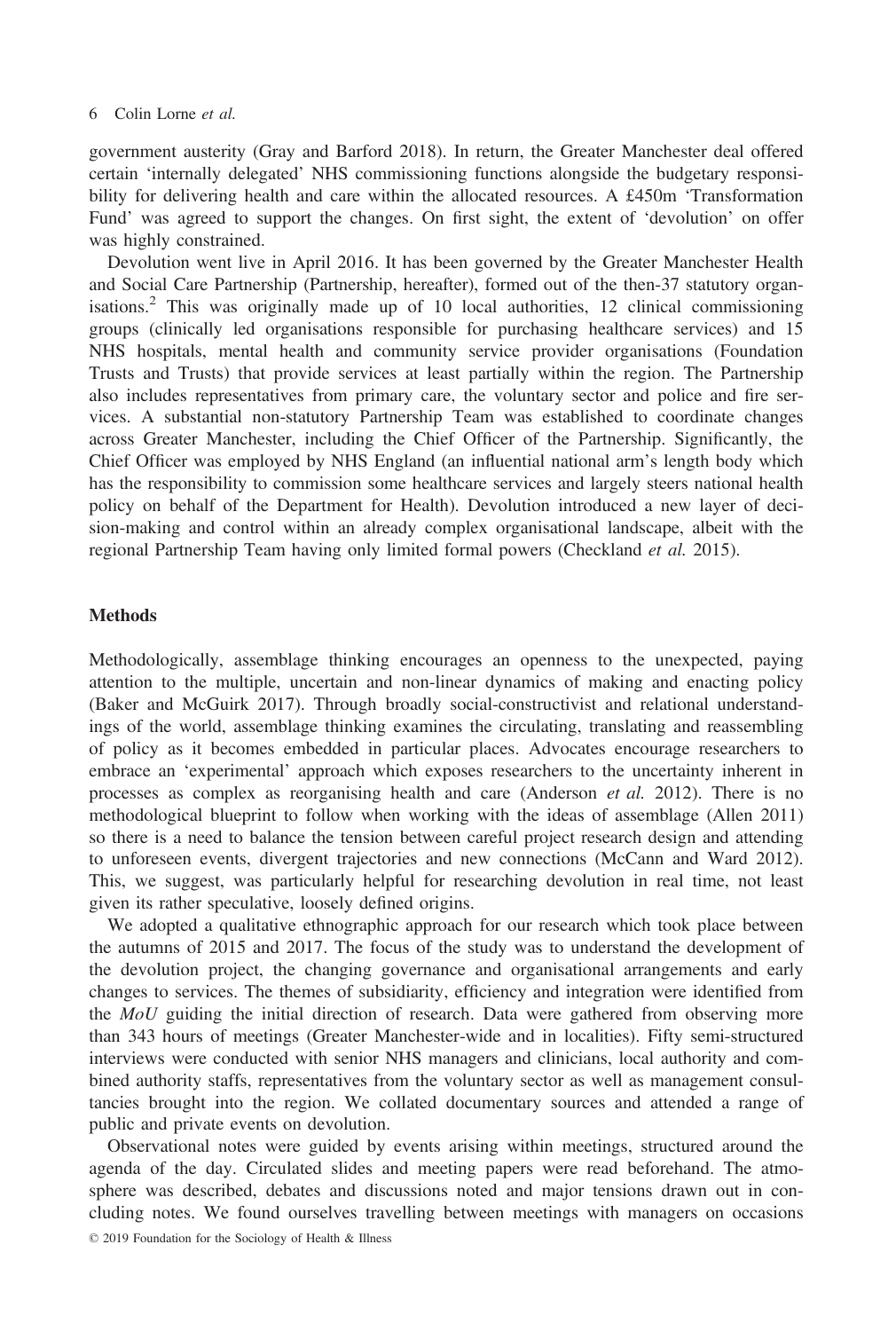government austerity (Gray and Barford 2018). In return, the Greater Manchester deal offered certain 'internally delegated' NHS commissioning functions alongside the budgetary responsibility for delivering health and care within the allocated resources. A £450m 'Transformation Fund' was agreed to support the changes. On first sight, the extent of 'devolution' on offer was highly constrained.

Devolution went live in April 2016. It has been governed by the Greater Manchester Health and Social Care Partnership (Partnership, hereafter), formed out of the then-37 statutory organisations.[2] This was originally made up of 10 local authorities, 12 clinical commissioning groups (clinically led organisations responsible for purchasing healthcare services) and 15 NHS hospitals, mental health and community service provider organisations (Foundation Trusts and Trusts) that provide services at least partially within the region. The Partnership also includes representatives from primary care, the voluntary sector and police and fire services. A substantial non-statutory Partnership Team was established to coordinate changes across Greater Manchester, including the Chief Officer of the Partnership. Significantly, the Chief Officer was employed by NHS England (an influential national arm's length body which has the responsibility to commission some healthcare services and largely steers national health policy on behalf of the Department for Health). Devolution introduced a new layer of decision-making and control within an already complex organisational landscape, albeit with the regional Partnership Team having only limited formal powers (Checkland *et al.* 2015).

## Methods

Methodologically, assemblage thinking encourages an openness to the unexpected, paying attention to the multiple, uncertain and non-linear dynamics of making and enacting policy (Baker and McGuirk 2017). Through broadly social-constructivist and relational understandings of the world, assemblage thinking examines the circulating, translating and reassembling of policy as it becomes embedded in particular places. Advocates encourage researchers to embrace an 'experimental' approach which exposes researchers to the uncertainty inherent in processes as complex as reorganising health and care (Anderson *et al.* 2012). There is no methodological blueprint to follow when working with the ideas of assemblage (Allen 2011) so there is a need to balance the tension between careful project research design and attending to unforeseen events, divergent trajectories and new connections (McCann and Ward 2012). This, we suggest, was particularly helpful for researching devolution in real time, not least given its rather speculative, loosely defined origins.

We adopted a qualitative ethnographic approach for our research which took place between the autumns of 2015 and 2017. The focus of the study was to understand the development of the devolution project, the changing governance and organisational arrangements and early changes to services. The themes of subsidiarity, efficiency and integration were identified from the *MoU* guiding the initial direction of research. Data were gathered from observing more than 343 hours of meetings (Greater Manchester-wide and in localities). Fifty semi-structured interviews were conducted with senior NHS managers and clinicians, local authority and combined authority staffs, representatives from the voluntary sector as well as management consultancies brought into the region. We collated documentary sources and attended a range of public and private events on devolution.

Observational notes were guided by events arising within meetings, structured around the agenda of the day. Circulated slides and meeting papers were read beforehand. The atmosphere was described, debates and discussions noted and major tensions drawn out in concluding notes. We found ourselves travelling between meetings with managers on occasions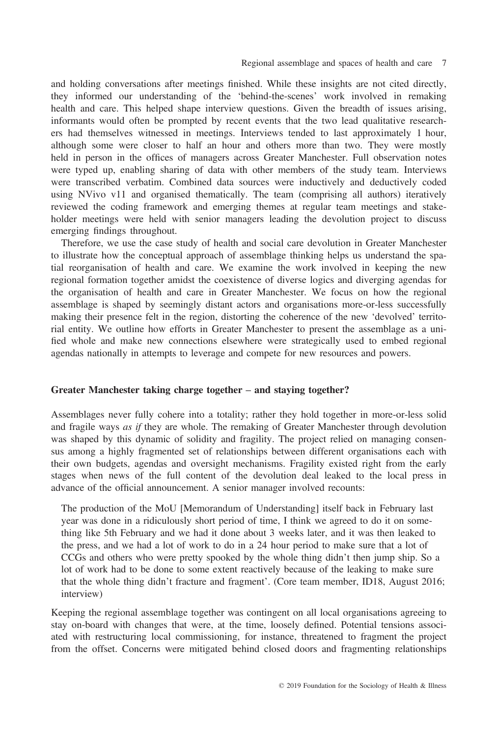and holding conversations after meetings finished. While these insights are not cited directly, they informed our understanding of the 'behind-the-scenes' work involved in remaking health and care. This helped shape interview questions. Given the breadth of issues arising, informants would often be prompted by recent events that the two lead qualitative researchers had themselves witnessed in meetings. Interviews tended to last approximately 1 hour, although some were closer to half an hour and others more than two. They were mostly held in person in the offices of managers across Greater Manchester. Full observation notes were typed up, enabling sharing of data with other members of the study team. Interviews were transcribed verbatim. Combined data sources were inductively and deductively coded using NVivo v11 and organised thematically. The team (comprising all authors) iteratively reviewed the coding framework and emerging themes at regular team meetings and stakeholder meetings were held with senior managers leading the devolution project to discuss emerging findings throughout.

Therefore, we use the case study of health and social care devolution in Greater Manchester to illustrate how the conceptual approach of assemblage thinking helps us understand the spatial reorganisation of health and care. We examine the work involved in keeping the new regional formation together amidst the coexistence of diverse logics and diverging agendas for the organisation of health and care in Greater Manchester. We focus on how the regional assemblage is shaped by seemingly distant actors and organisations more-or-less successfully making their presence felt in the region, distorting the coherence of the new 'devolved' territorial entity. We outline how efforts in Greater Manchester to present the assemblage as a unified whole and make new connections elsewhere were strategically used to embed regional agendas nationally in attempts to leverage and compete for new resources and powers.

## Greater Manchester taking charge together – and staying together?

Assemblages never fully cohere into a totality; rather they hold together in more-or-less solid and fragile ways *as if* they are whole. The remaking of Greater Manchester through devolution was shaped by this dynamic of solidity and fragility. The project relied on managing consensus among a highly fragmented set of relationships between different organisations each with their own budgets, agendas and oversight mechanisms. Fragility existed right from the early stages when news of the full content of the devolution deal leaked to the local press in advance of the official announcement. A senior manager involved recounts:

> The production of the MoU [Memorandum of Understanding] itself back in February last year was done in a ridiculously short period of time, I think we agreed to do it on something like 5th February and we had it done about 3 weeks later, and it was then leaked to the press, and we had a lot of work to do in a 24 hour period to make sure that a lot of CCGs and others who were pretty spooked by the whole thing didn't then jump ship. So a lot of work had to be done to some extent reactively because of the leaking to make sure that the whole thing didn't fracture and fragment'. (Core team member, ID18, August 2016; interview)

Keeping the regional assemblage together was contingent on all local organisations agreeing to stay on-board with changes that were, at the time, loosely defined. Potential tensions associated with restructuring local commissioning, for instance, threatened to fragment the project from the offset. Concerns were mitigated behind closed doors and fragmenting relationships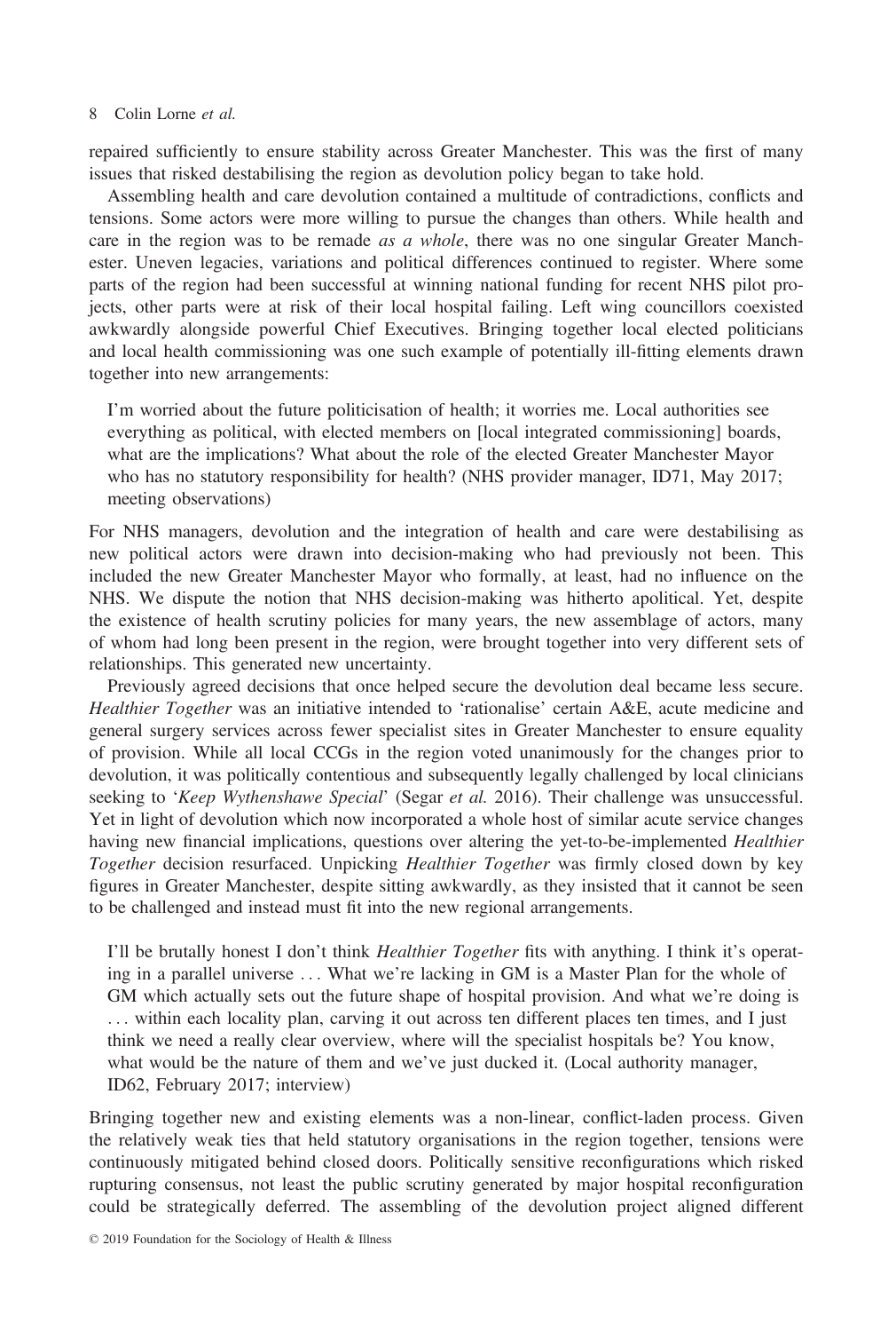repaired sufficiently to ensure stability across Greater Manchester. This was the first of many issues that risked destabilising the region as devolution policy began to take hold.

Assembling health and care devolution contained a multitude of contradictions, conflicts and tensions. Some actors were more willing to pursue the changes than others. While health and care in the region was to be remade *as a whole*, there was no one singular Greater Manchester. Uneven legacies, variations and political differences continued to register. Where some parts of the region had been successful at winning national funding for recent NHS pilot projects, other parts were at risk of their local hospital failing. Left wing councillors coexisted awkwardly alongside powerful Chief Executives. Bringing together local elected politicians and local health commissioning was one such example of potentially ill-fitting elements drawn together into new arrangements:

> I'm worried about the future politicisation of health; it worries me. Local authorities see everything as political, with elected members on [local integrated commissioning] boards, what are the implications? What about the role of the elected Greater Manchester Mayor who has no statutory responsibility for health? (NHS provider manager, ID71, May 2017; meeting observations)

For NHS managers, devolution and the integration of health and care were destabilising as new political actors were drawn into decision-making who had previously not been. This included the new Greater Manchester Mayor who formally, at least, had no influence on the NHS. We dispute the notion that NHS decision-making was hitherto apolitical. Yet, despite the existence of health scrutiny policies for many years, the new assemblage of actors, many of whom had long been present in the region, were brought together into very different sets of relationships. This generated new uncertainty.

Previously agreed decisions that once helped secure the devolution deal became less secure. *Healthier Together* was an initiative intended to 'rationalise' certain A&E, acute medicine and general surgery services across fewer specialist sites in Greater Manchester to ensure equality of provision. While all local CCGs in the region voted unanimously for the changes prior to devolution, it was politically contentious and subsequently legally challenged by local clinicians seeking to '*Keep Wythenshawe Special*' (Segar *et al.* 2016). Their challenge was unsuccessful. Yet in light of devolution which now incorporated a whole host of similar acute service changes having new financial implications, questions over altering the yet-to-be-implemented *Healthier Together* decision resurfaced. Unpicking *Healthier Together* was firmly closed down by key figures in Greater Manchester, despite sitting awkwardly, as they insisted that it cannot be seen to be challenged and instead must fit into the new regional arrangements.

> I'll be brutally honest I don't think *Healthier Together* fits with anything. I think it's operating in a parallel universe ... What we're lacking in GM is a Master Plan for the whole of GM which actually sets out the future shape of hospital provision. And what we're doing is ... within each locality plan, carving it out across ten different places ten times, and I just think we need a really clear overview, where will the specialist hospitals be? You know, what would be the nature of them and we've just ducked it. (Local authority manager, ID62, February 2017; interview)

Bringing together new and existing elements was a non-linear, conflict-laden process. Given the relatively weak ties that held statutory organisations in the region together, tensions were continuously mitigated behind closed doors. Politically sensitive reconfigurations which risked rupturing consensus, not least the public scrutiny generated by major hospital reconfiguration could be strategically deferred. The assembling of the devolution project aligned different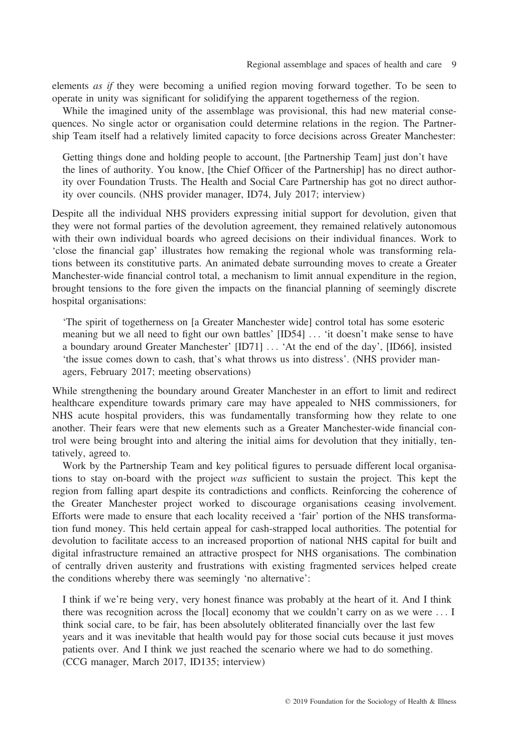elements *as if* they were becoming a unified region moving forward together. To be seen to operate in unity was significant for solidifying the apparent togetherness of the region.

While the imagined unity of the assemblage was provisional, this had new material consequences. No single actor or organisation could determine relations in the region. The Partnership Team itself had a relatively limited capacity to force decisions across Greater Manchester:

> Getting things done and holding people to account, [the Partnership Team] just don't have the lines of authority. You know, [the Chief Officer of the Partnership] has no direct authority over Foundation Trusts. The Health and Social Care Partnership has got no direct authority over councils. (NHS provider manager, ID74, July 2017; interview)

Despite all the individual NHS providers expressing initial support for devolution, given that they were not formal parties of the devolution agreement, they remained relatively autonomous with their own individual boards who agreed decisions on their individual finances. Work to 'close the financial gap' illustrates how remaking the regional whole was transforming relations between its constitutive parts. An animated debate surrounding moves to create a Greater Manchester-wide financial control total, a mechanism to limit annual expenditure in the region, brought tensions to the fore given the impacts on the financial planning of seemingly discrete hospital organisations:

> 'The spirit of togetherness on [a Greater Manchester wide] control total has some esoteric meaning but we all need to fight our own battles' [ID54] … 'it doesn't make sense to have a boundary around Greater Manchester' [ID71] … 'At the end of the day', [ID66], insisted 'the issue comes down to cash, that's what throws us into distress'. (NHS provider managers, February 2017; meeting observations)

While strengthening the boundary around Greater Manchester in an effort to limit and redirect healthcare expenditure towards primary care may have appealed to NHS commissioners, for NHS acute hospital providers, this was fundamentally transforming how they relate to one another. Their fears were that new elements such as a Greater Manchester-wide financial control were being brought into and altering the initial aims for devolution that they initially, tentatively, agreed to.

Work by the Partnership Team and key political figures to persuade different local organisations to stay on-board with the project *was* sufficient to sustain the project. This kept the region from falling apart despite its contradictions and conflicts. Reinforcing the coherence of the Greater Manchester project worked to discourage organisations ceasing involvement. Efforts were made to ensure that each locality received a 'fair' portion of the NHS transformation fund money. This held certain appeal for cash-strapped local authorities. The potential for devolution to facilitate access to an increased proportion of national NHS capital for built and digital infrastructure remained an attractive prospect for NHS organisations. The combination of centrally driven austerity and frustrations with existing fragmented services helped create the conditions whereby there was seemingly 'no alternative':

> I think if we're being very, very honest finance was probably at the heart of it. And I think there was recognition across the [local] economy that we couldn't carry on as we were … I think social care, to be fair, has been absolutely obliterated financially over the last few years and it was inevitable that health would pay for those social cuts because it just moves patients over. And I think we just reached the scenario where we had to do something. (CCG manager, March 2017, ID135; interview)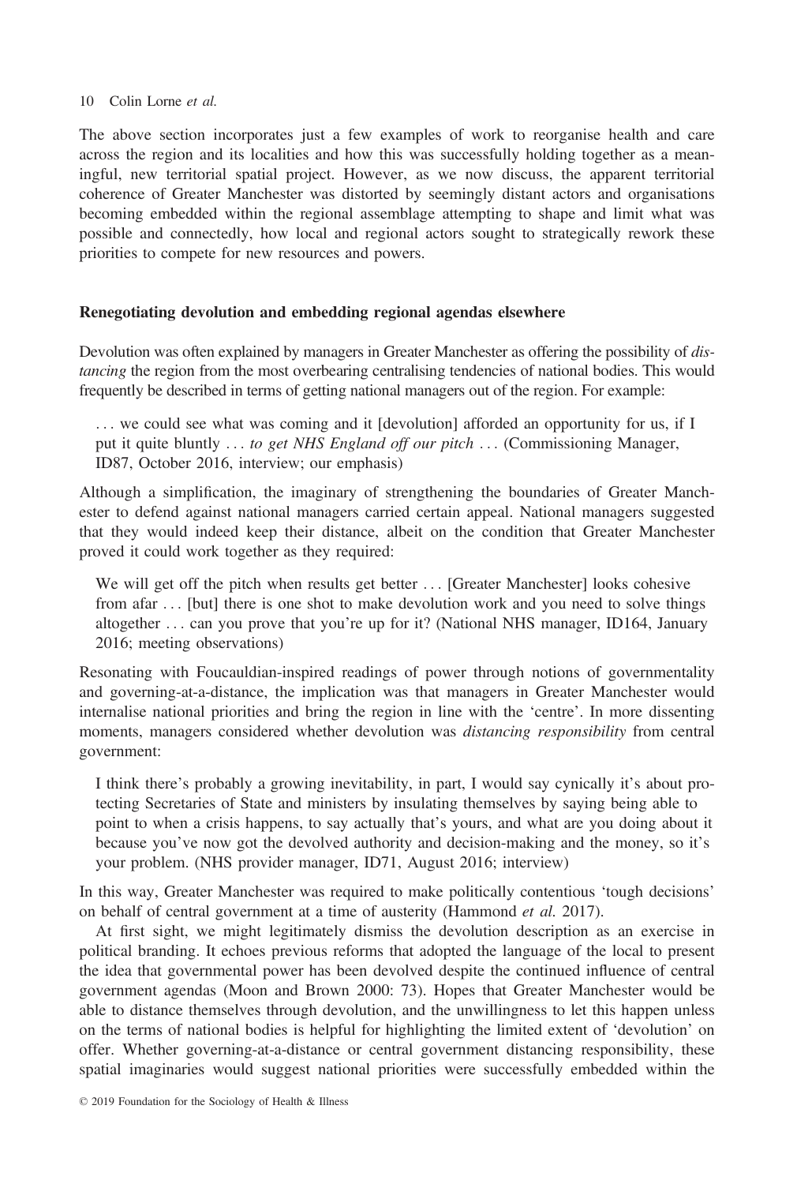The above section incorporates just a few examples of work to reorganise health and care across the region and its localities and how this was successfully holding together as a meaningful, new territorial spatial project. However, as we now discuss, the apparent territorial coherence of Greater Manchester was distorted by seemingly distant actors and organisations becoming embedded within the regional assemblage attempting to shape and limit what was possible and connectedly, how local and regional actors sought to strategically rework these priorities to compete for new resources and powers.

### Renegotiating devolution and embedding regional agendas elsewhere

Devolution was often explained by managers in Greater Manchester as offering the possibility of *distancing* the region from the most overbearing centralising tendencies of national bodies. This would frequently be described in terms of getting national managers out of the region. For example:

> . . . we could see what was coming and it [devolution] afforded an opportunity for us, if I put it quite bluntly . . . *to get NHS England off our pitch* . . . (Commissioning Manager, ID87, October 2016, interview; our emphasis)

Although a simplification, the imaginary of strengthening the boundaries of Greater Manchester to defend against national managers carried certain appeal. National managers suggested that they would indeed keep their distance, albeit on the condition that Greater Manchester proved it could work together as they required:

> We will get off the pitch when results get better . . . [Greater Manchester] looks cohesive from afar . . . [but] there is one shot to make devolution work and you need to solve things altogether . . . can you prove that you're up for it? (National NHS manager, ID164, January 2016; meeting observations)

Resonating with Foucauldian-inspired readings of power through notions of governmentality and governing-at-a-distance, the implication was that managers in Greater Manchester would internalise national priorities and bring the region in line with the 'centre'. In more dissenting moments, managers considered whether devolution was *distancing responsibility* from central government:

> I think there's probably a growing inevitability, in part, I would say cynically it's about protecting Secretaries of State and ministers by insulating themselves by saying being able to point to when a crisis happens, to say actually that's yours, and what are you doing about it because you've now got the devolved authority and decision-making and the money, so it's your problem. (NHS provider manager, ID71, August 2016; interview)

In this way, Greater Manchester was required to make politically contentious 'tough decisions' on behalf of central government at a time of austerity (Hammond *et al.* 2017).

At first sight, we might legitimately dismiss the devolution description as an exercise in political branding. It echoes previous reforms that adopted the language of the local to present the idea that governmental power has been devolved despite the continued influence of central government agendas (Moon and Brown 2000: 73). Hopes that Greater Manchester would be able to distance themselves through devolution, and the unwillingness to let this happen unless on the terms of national bodies is helpful for highlighting the limited extent of 'devolution' on offer. Whether governing-at-a-distance or central government distancing responsibility, these spatial imaginaries would suggest national priorities were successfully embedded within the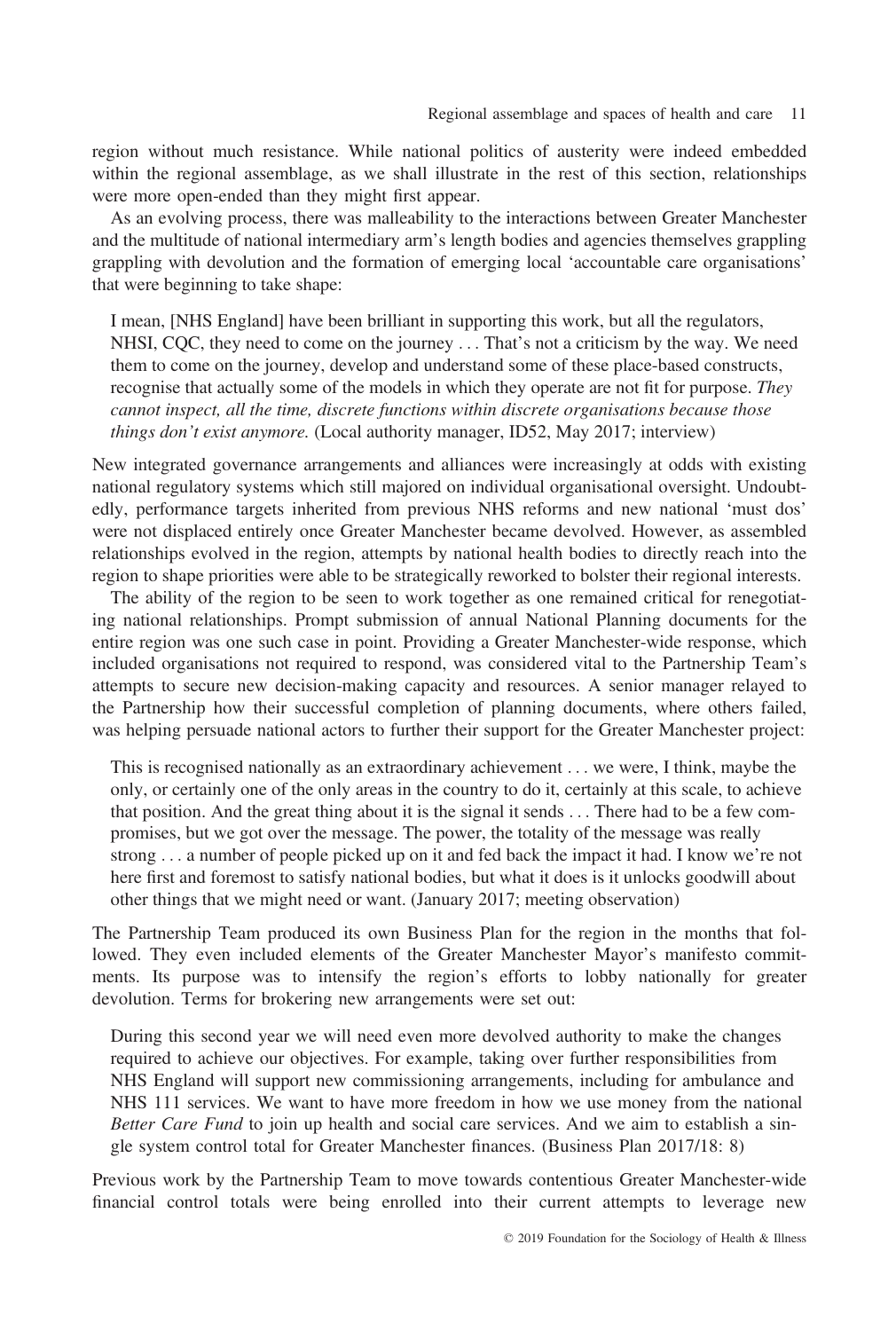region without much resistance. While national politics of austerity were indeed embedded within the regional assemblage, as we shall illustrate in the rest of this section, relationships were more open-ended than they might first appear.

As an evolving process, there was malleability to the interactions between Greater Manchester and the multitude of national intermediary arm's length bodies and agencies themselves grappling grappling with devolution and the formation of emerging local 'accountable care organisations' that were beginning to take shape:

> I mean, [NHS England] have been brilliant in supporting this work, but all the regulators, NHSI, CQC, they need to come on the journey ... That's not a criticism by the way. We need them to come on the journey, develop and understand some of these place-based constructs, recognise that actually some of the models in which they operate are not fit for purpose. *They cannot inspect, all the time, discrete functions within discrete organisations because those things don't exist anymore.* (Local authority manager, ID52, May 2017; interview)

New integrated governance arrangements and alliances were increasingly at odds with existing national regulatory systems which still majored on individual organisational oversight. Undoubtedly, performance targets inherited from previous NHS reforms and new national 'must dos' were not displaced entirely once Greater Manchester became devolved. However, as assembled relationships evolved in the region, attempts by national health bodies to directly reach into the region to shape priorities were able to be strategically reworked to bolster their regional interests.

The ability of the region to be seen to work together as one remained critical for renegotiating national relationships. Prompt submission of annual National Planning documents for the entire region was one such case in point. Providing a Greater Manchester-wide response, which included organisations not required to respond, was considered vital to the Partnership Team's attempts to secure new decision-making capacity and resources. A senior manager relayed to the Partnership how their successful completion of planning documents, where others failed, was helping persuade national actors to further their support for the Greater Manchester project:

> This is recognised nationally as an extraordinary achievement ... we were, I think, maybe the only, or certainly one of the only areas in the country to do it, certainly at this scale, to achieve that position. And the great thing about it is the signal it sends ... There had to be a few compromises, but we got over the message. The power, the totality of the message was really strong ... a number of people picked up on it and fed back the impact it had. I know we're not here first and foremost to satisfy national bodies, but what it does is it unlocks goodwill about other things that we might need or want. (January 2017; meeting observation)

The Partnership Team produced its own Business Plan for the region in the months that followed. They even included elements of the Greater Manchester Mayor's manifesto commitments. Its purpose was to intensify the region's efforts to lobby nationally for greater devolution. Terms for brokering new arrangements were set out:

> During this second year we will need even more devolved authority to make the changes required to achieve our objectives. For example, taking over further responsibilities from NHS England will support new commissioning arrangements, including for ambulance and NHS 111 services. We want to have more freedom in how we use money from the national *Better Care Fund* to join up health and social care services. And we aim to establish a single system control total for Greater Manchester finances. (Business Plan 2017/18: 8)

Previous work by the Partnership Team to move towards contentious Greater Manchester-wide financial control totals were being enrolled into their current attempts to leverage new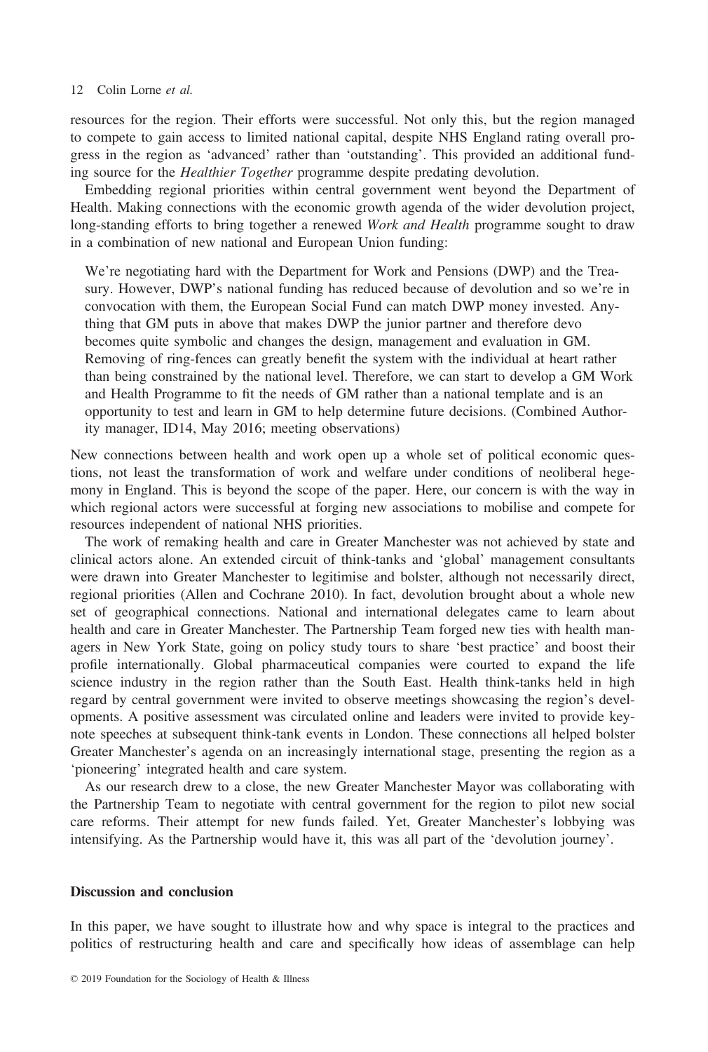resources for the region. Their efforts were successful. Not only this, but the region managed to compete to gain access to limited national capital, despite NHS England rating overall progress in the region as 'advanced' rather than 'outstanding'. This provided an additional funding source for the *Healthier Together* programme despite predating devolution.

Embedding regional priorities within central government went beyond the Department of Health. Making connections with the economic growth agenda of the wider devolution project, long-standing efforts to bring together a renewed *Work and Health* programme sought to draw in a combination of new national and European Union funding:

> We're negotiating hard with the Department for Work and Pensions (DWP) and the Treasury. However, DWP's national funding has reduced because of devolution and so we're in convocation with them, the European Social Fund can match DWP money invested. Anything that GM puts in above that makes DWP the junior partner and therefore devo becomes quite symbolic and changes the design, management and evaluation in GM. Removing of ring-fences can greatly benefit the system with the individual at heart rather than being constrained by the national level. Therefore, we can start to develop a GM Work and Health Programme to fit the needs of GM rather than a national template and is an opportunity to test and learn in GM to help determine future decisions. (Combined Authority manager, ID14, May 2016; meeting observations)

New connections between health and work open up a whole set of political economic questions, not least the transformation of work and welfare under conditions of neoliberal hegemony in England. This is beyond the scope of the paper. Here, our concern is with the way in which regional actors were successful at forging new associations to mobilise and compete for resources independent of national NHS priorities.

The work of remaking health and care in Greater Manchester was not achieved by state and clinical actors alone. An extended circuit of think-tanks and 'global' management consultants were drawn into Greater Manchester to legitimise and bolster, although not necessarily direct, regional priorities (Allen and Cochrane 2010). In fact, devolution brought about a whole new set of geographical connections. National and international delegates came to learn about health and care in Greater Manchester. The Partnership Team forged new ties with health managers in New York State, going on policy study tours to share 'best practice' and boost their profile internationally. Global pharmaceutical companies were courted to expand the life science industry in the region rather than the South East. Health think-tanks held in high regard by central government were invited to observe meetings showcasing the region's developments. A positive assessment was circulated online and leaders were invited to provide keynote speeches at subsequent think-tank events in London. These connections all helped bolster Greater Manchester's agenda on an increasingly international stage, presenting the region as a 'pioneering' integrated health and care system.

As our research drew to a close, the new Greater Manchester Mayor was collaborating with the Partnership Team to negotiate with central government for the region to pilot new social care reforms. Their attempt for new funds failed. Yet, Greater Manchester's lobbying was intensifying. As the Partnership would have it, this was all part of the 'devolution journey'.

## Discussion and conclusion

In this paper, we have sought to illustrate how and why space is integral to the practices and politics of restructuring health and care and specifically how ideas of assemblage can help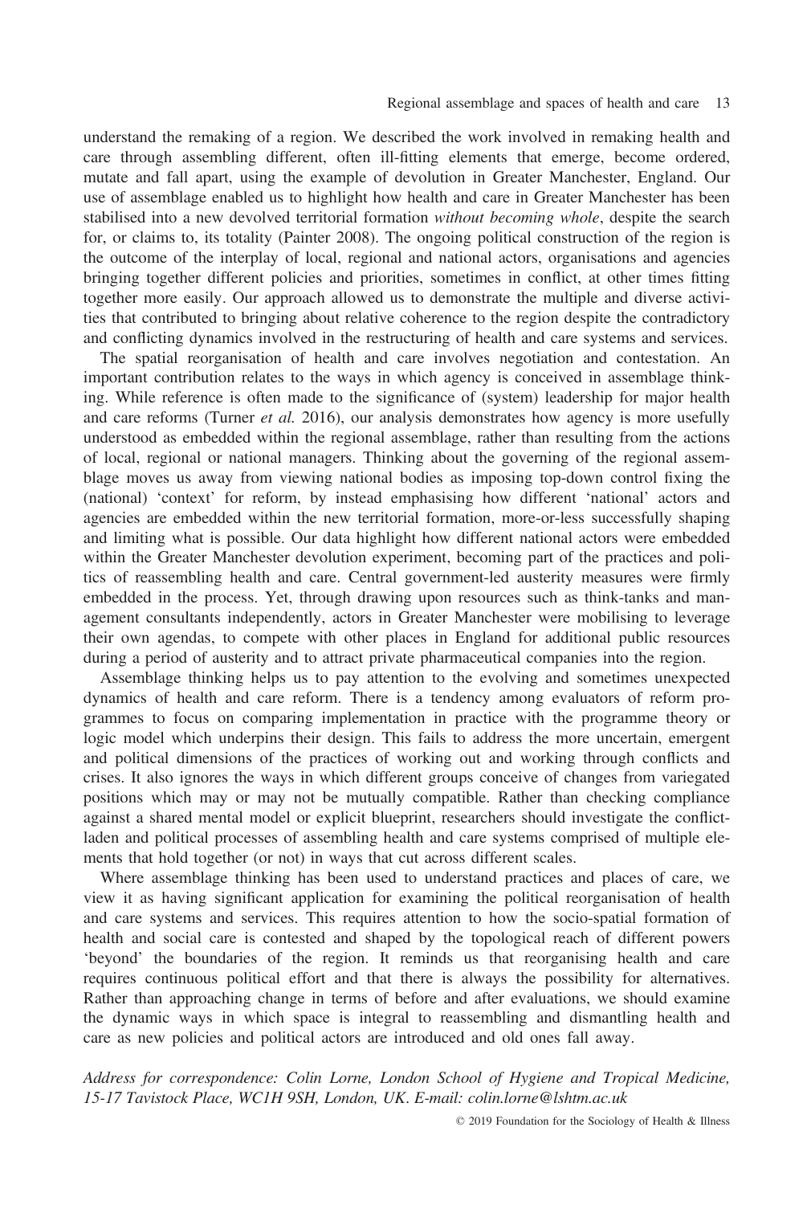understand the remaking of a region. We described the work involved in remaking health and care through assembling different, often ill-fitting elements that emerge, become ordered, mutate and fall apart, using the example of devolution in Greater Manchester, England. Our use of assemblage enabled us to highlight how health and care in Greater Manchester has been stabilised into a new devolved territorial formation *without becoming whole*, despite the search for, or claims to, its totality (Painter 2008). The ongoing political construction of the region is the outcome of the interplay of local, regional and national actors, organisations and agencies bringing together different policies and priorities, sometimes in conflict, at other times fitting together more easily. Our approach allowed us to demonstrate the multiple and diverse activities that contributed to bringing about relative coherence to the region despite the contradictory and conflicting dynamics involved in the restructuring of health and care systems and services.

The spatial reorganisation of health and care involves negotiation and contestation. An important contribution relates to the ways in which agency is conceived in assemblage thinking. While reference is often made to the significance of (system) leadership for major health and care reforms (Turner *et al.* 2016), our analysis demonstrates how agency is more usefully understood as embedded within the regional assemblage, rather than resulting from the actions of local, regional or national managers. Thinking about the governing of the regional assemblage moves us away from viewing national bodies as imposing top-down control fixing the (national) 'context' for reform, by instead emphasising how different 'national' actors and agencies are embedded within the new territorial formation, more-or-less successfully shaping and limiting what is possible. Our data highlight how different national actors were embedded within the Greater Manchester devolution experiment, becoming part of the practices and politics of reassembling health and care. Central government-led austerity measures were firmly embedded in the process. Yet, through drawing upon resources such as think-tanks and management consultants independently, actors in Greater Manchester were mobilising to leverage their own agendas, to compete with other places in England for additional public resources during a period of austerity and to attract private pharmaceutical companies into the region.

Assemblage thinking helps us to pay attention to the evolving and sometimes unexpected dynamics of health and care reform. There is a tendency among evaluators of reform programmes to focus on comparing implementation in practice with the programme theory or logic model which underpins their design. This fails to address the more uncertain, emergent and political dimensions of the practices of working out and working through conflicts and crises. It also ignores the ways in which different groups conceive of changes from variegated positions which may or may not be mutually compatible. Rather than checking compliance against a shared mental model or explicit blueprint, researchers should investigate the conflict-laden and political processes of assembling health and care systems comprised of multiple elements that hold together (or not) in ways that cut across different scales.

Where assemblage thinking has been used to understand practices and places of care, we view it as having significant application for examining the political reorganisation of health and care systems and services. This requires attention to how the socio-spatial formation of health and social care is contested and shaped by the topological reach of different powers 'beyond' the boundaries of the region. It reminds us that reorganising health and care requires continuous political effort and that there is always the possibility for alternatives. Rather than approaching change in terms of before and after evaluations, we should examine the dynamic ways in which space is integral to reassembling and dismantling health and care as new policies and political actors are introduced and old ones fall away.

*Address for correspondence: Colin Lorne, London School of Hygiene and Tropical Medicine, 15-17 Tavistock Place, WC1H 9SH, London, UK. E-mail: colin.lorne@lshtm.ac.uk*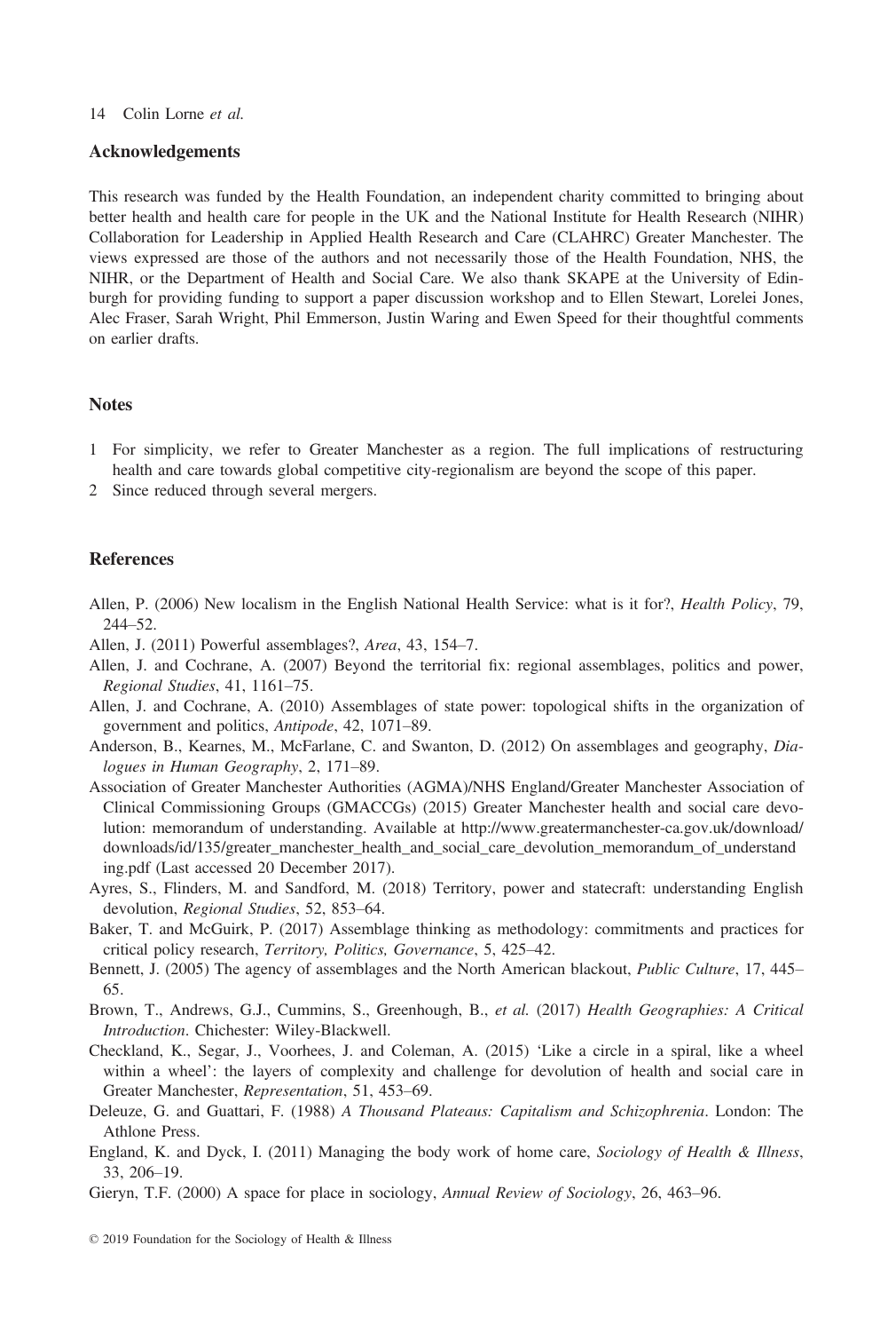## Acknowledgements

This research was funded by the Health Foundation, an independent charity committed to bringing about better health and health care for people in the UK and the National Institute for Health Research (NIHR) Collaboration for Leadership in Applied Health Research and Care (CLAHRC) Greater Manchester. The views expressed are those of the authors and not necessarily those of the Health Foundation, NHS, the NIHR, or the Department of Health and Social Care. We also thank SKAPE at the University of Edinburgh for providing funding to support a paper discussion workshop and to Ellen Stewart, Lorelei Jones, Alec Fraser, Sarah Wright, Phil Emmerson, Justin Waring and Ewen Speed for their thoughtful comments on earlier drafts.

## Notes

1. For simplicity, we refer to Greater Manchester as a region. The full implications of restructuring health and care towards global competitive city-regionalism are beyond the scope of this paper.
2. Since reduced through several mergers.

## References

Allen, P. (2006) New localism in the English National Health Service: what is it for?, *Health Policy*, 79, 244–52.

Allen, J. (2011) Powerful assemblages?, *Area*, 43, 154–7.

Allen, J. and Cochrane, A. (2007) Beyond the territorial fix: regional assemblages, politics and power, *Regional Studies*, 41, 1161–75.

Allen, J. and Cochrane, A. (2010) Assemblages of state power: topological shifts in the organization of government and politics, *Antipode*, 42, 1071–89.

Anderson, B., Kearnes, M., McFarlane, C. and Swanton, D. (2012) On assemblages and geography, *Dialogues in Human Geography*, 2, 171–89.

Association of Greater Manchester Authorities (AGMA)/NHS England/Greater Manchester Association of Clinical Commissioning Groups (GMACCGs) (2015) Greater Manchester health and social care devolution: memorandum of understanding. Available at http://www.greatermanchester-ca.gov.uk/download/downloads/id/135/greater_manchester_health_and_social_care_devolution_memorandum_of_understanding.pdf (Last accessed 20 December 2017).

Ayres, S., Flinders, M. and Sandford, M. (2018) Territory, power and statecraft: understanding English devolution, *Regional Studies*, 52, 853–64.

Baker, T. and McGuirk, P. (2017) Assemblage thinking as methodology: commitments and practices for critical policy research, *Territory, Politics, Governance*, 5, 425–42.

Bennett, J. (2005) The agency of assemblages and the North American blackout, *Public Culture*, 17, 445–65.

Brown, T., Andrews, G.J., Cummins, S., Greenhough, B., *et al.* (2017) *Health Geographies: A Critical Introduction*. Chichester: Wiley-Blackwell.

Checkland, K., Segar, J., Voorhees, J. and Coleman, A. (2015) 'Like a circle in a spiral, like a wheel within a wheel': the layers of complexity and challenge for devolution of health and social care in Greater Manchester, *Representation*, 51, 453–69.

Deleuze, G. and Guattari, F. (1988) *A Thousand Plateaus: Capitalism and Schizophrenia*. London: The Athlone Press.

England, K. and Dyck, I. (2011) Managing the body work of home care, *Sociology of Health & Illness*, 33, 206–19.

Gieryn, T.F. (2000) A space for place in sociology, *Annual Review of Sociology*, 26, 463–96.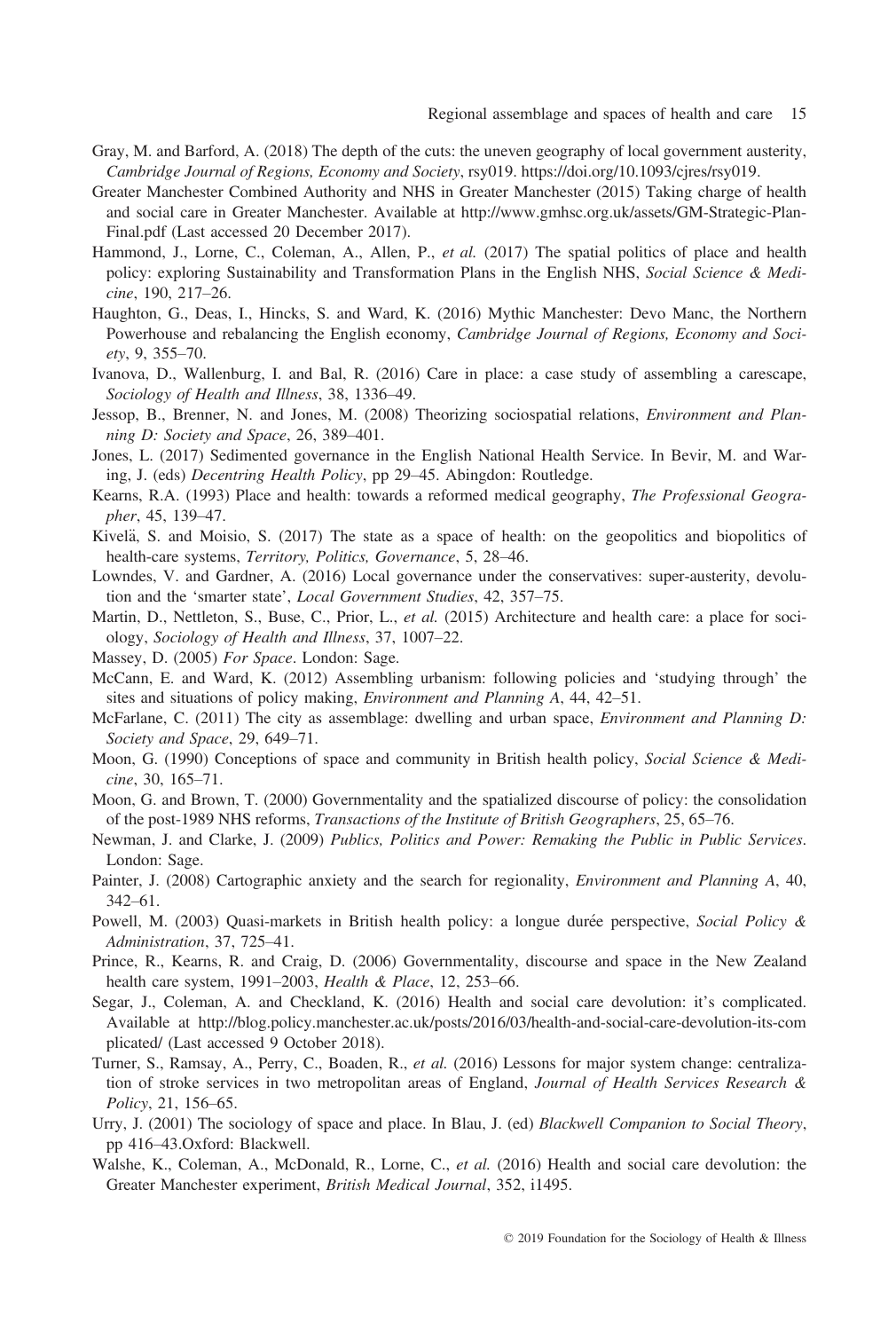Gray, M. and Barford, A. (2018) The depth of the cuts: the uneven geography of local government austerity, *Cambridge Journal of Regions, Economy and Society*, rsy019. https://doi.org/10.1093/cjres/rsy019.

Greater Manchester Combined Authority and NHS in Greater Manchester (2015) Taking charge of health and social care in Greater Manchester. Available at http://www.gmhsc.org.uk/assets/GM-Strategic-Plan-Final.pdf (Last accessed 20 December 2017).

Hammond, J., Lorne, C., Coleman, A., Allen, P., *et al.* (2017) The spatial politics of place and health policy: exploring Sustainability and Transformation Plans in the English NHS, *Social Science & Medicine*, 190, 217–26.

Haughton, G., Deas, I., Hincks, S. and Ward, K. (2016) Mythic Manchester: Devo Manc, the Northern Powerhouse and rebalancing the English economy, *Cambridge Journal of Regions, Economy and Society*, 9, 355–70.

Ivanova, D., Wallenburg, I. and Bal, R. (2016) Care in place: a case study of assembling a carescape, *Sociology of Health and Illness*, 38, 1336–49.

Jessop, B., Brenner, N. and Jones, M. (2008) Theorizing sociospatial relations, *Environment and Planning D: Society and Space*, 26, 389–401.

Jones, L. (2017) Sedimented governance in the English National Health Service. In Bevir, M. and Waring, J. (eds) *Decentring Health Policy*, pp 29–45. Abingdon: Routledge.

Kearns, R.A. (1993) Place and health: towards a reformed medical geography, *The Professional Geographer*, 45, 139–47.

Kivelä, S. and Moisio, S. (2017) The state as a space of health: on the geopolitics and biopolitics of health-care systems, *Territory, Politics, Governance*, 5, 28–46.

Lowndes, V. and Gardner, A. (2016) Local governance under the conservatives: super-austerity, devolution and the 'smarter state', *Local Government Studies*, 42, 357–75.

Martin, D., Nettleton, S., Buse, C., Prior, L., *et al.* (2015) Architecture and health care: a place for sociology, *Sociology of Health and Illness*, 37, 1007–22.

Massey, D. (2005) *For Space*. London: Sage.

McCann, E. and Ward, K. (2012) Assembling urbanism: following policies and 'studying through' the sites and situations of policy making, *Environment and Planning A*, 44, 42–51.

McFarlane, C. (2011) The city as assemblage: dwelling and urban space, *Environment and Planning D: Society and Space*, 29, 649–71.

Moon, G. (1990) Conceptions of space and community in British health policy, *Social Science & Medicine*, 30, 165–71.

Moon, G. and Brown, T. (2000) Governmentality and the spatialized discourse of policy: the consolidation of the post-1989 NHS reforms, *Transactions of the Institute of British Geographers*, 25, 65–76.

Newman, J. and Clarke, J. (2009) *Publics, Politics and Power: Remaking the Public in Public Services*. London: Sage.

Painter, J. (2008) Cartographic anxiety and the search for regionality, *Environment and Planning A*, 40, 342–61.

Powell, M. (2003) Quasi-markets in British health policy: a longue durée perspective, *Social Policy & Administration*, 37, 725–41.

Prince, R., Kearns, R. and Craig, D. (2006) Governmentality, discourse and space in the New Zealand health care system, 1991–2003, *Health & Place*, 12, 253–66.

Segar, J., Coleman, A. and Checkland, K. (2016) Health and social care devolution: it's complicated. Available at http://blog.policy.manchester.ac.uk/posts/2016/03/health-and-social-care-devolution-its-complicated/ (Last accessed 9 October 2018).

Turner, S., Ramsay, A., Perry, C., Boaden, R., *et al.* (2016) Lessons for major system change: centralization of stroke services in two metropolitan areas of England, *Journal of Health Services Research & Policy*, 21, 156–65.

Urry, J. (2001) The sociology of space and place. In Blau, J. (ed) *Blackwell Companion to Social Theory*, pp 416–43.Oxford: Blackwell.

Walshe, K., Coleman, A., McDonald, R., Lorne, C., *et al.* (2016) Health and social care devolution: the Greater Manchester experiment, *British Medical Journal*, 352, i1495.

© 2019 Foundation for the Sociology of Health & Illness